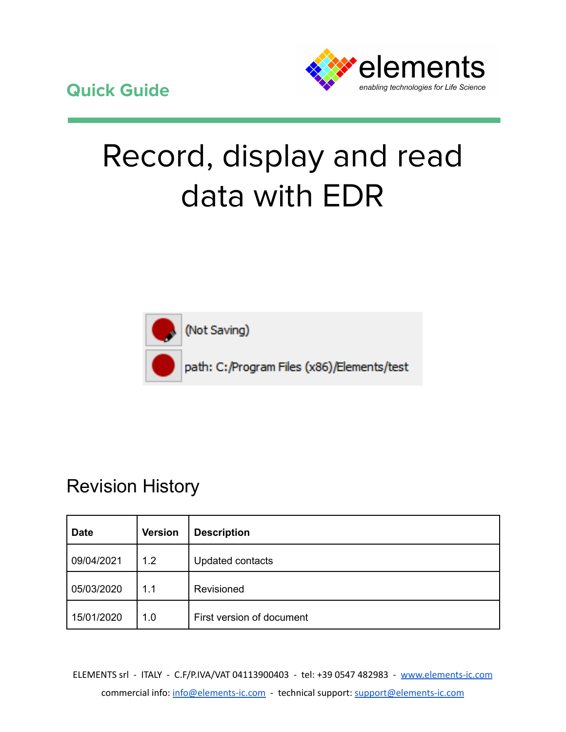Quick Guide

elements
*enabling technologies for Life Science*

# Record, display and read data with EDR

(Not Saving)

path: C:/Program Files (x86)/Elements/test

## Revision History

| Date | Version | Description |
|---|---|---|
| 09/04/2021 | 1.2 | Updated contacts |
| 05/03/2020 | 1.1 | Revisioned |
| 15/01/2020 | 1.0 | First version of document |

ELEMENTS srl - ITALY - C.F/P.IVA/VAT 04113900403 - tel: +39 0547 482983 - www.elements-ic.com
commercial info: info@elements-ic.com - technical support: support@elements-ic.com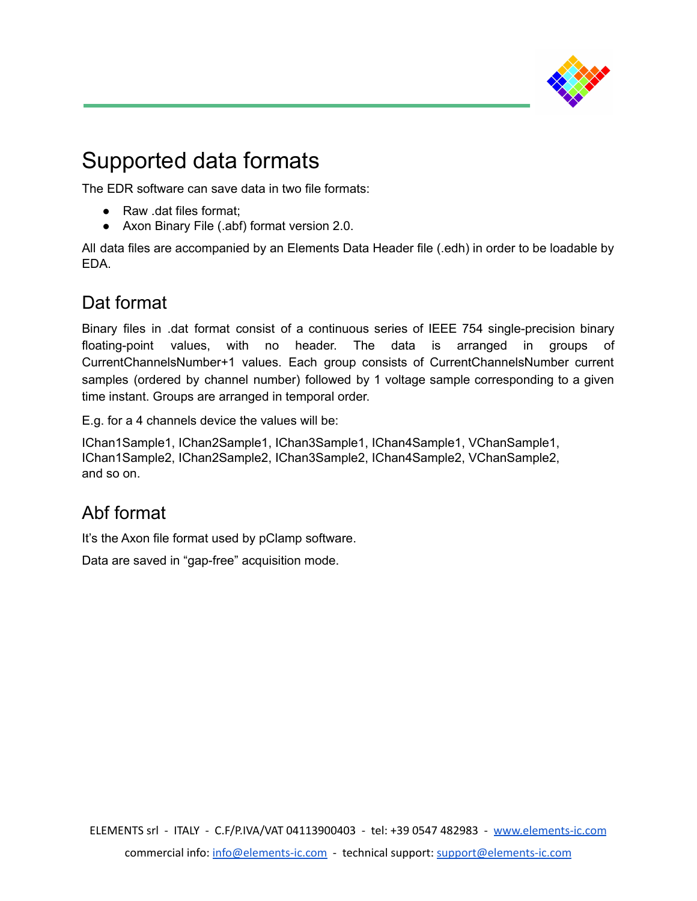# Supported data formats

The EDR software can save data in two file formats:

- Raw .dat files format;
- Axon Binary File (.abf) format version 2.0.

All data files are accompanied by an Elements Data Header file (.edh) in order to be loadable by EDA.

## Dat format

Binary files in .dat format consist of a continuous series of IEEE 754 single-precision binary floating-point values, with no header. The data is arranged in groups of CurrentChannelsNumber+1 values. Each group consists of CurrentChannelsNumber current samples (ordered by channel number) followed by 1 voltage sample corresponding to a given time instant. Groups are arranged in temporal order.

E.g. for a 4 channels device the values will be:

IChan1Sample1, IChan2Sample1, IChan3Sample1, IChan4Sample1, VChanSample1,
IChan1Sample2, IChan2Sample2, IChan3Sample2, IChan4Sample2, VChanSample2,
and so on.

## Abf format

It's the Axon file format used by pClamp software.

Data are saved in "gap-free" acquisition mode.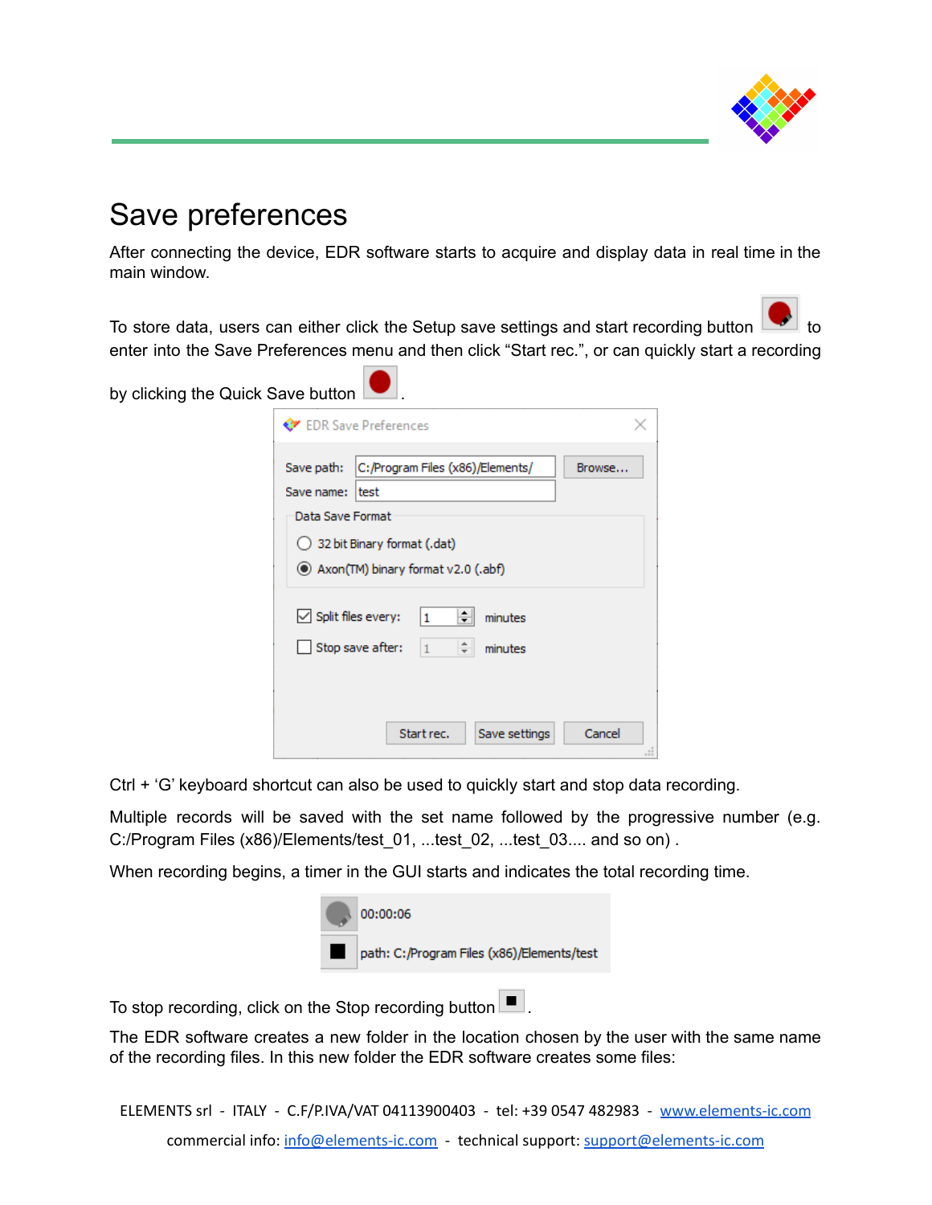# Save preferences

After connecting the device, EDR software starts to acquire and display data in real time in the main window.

To store data, users can either click the Setup save settings and start recording button to enter into the Save Preferences menu and then click “Start rec.”, or can quickly start a recording by clicking the Quick Save button .

Ctrl + ‘G’ keyboard shortcut can also be used to quickly start and stop data recording.

Multiple records will be saved with the set name followed by the progressive number (e.g. C:/Program Files (x86)/Elements/test_01, ...test_02, ...test_03.... and so on) .

When recording begins, a timer in the GUI starts and indicates the total recording time.

To stop recording, click on the Stop recording button .

The EDR software creates a new folder in the location chosen by the user with the same name of the recording files. In this new folder the EDR software creates some files: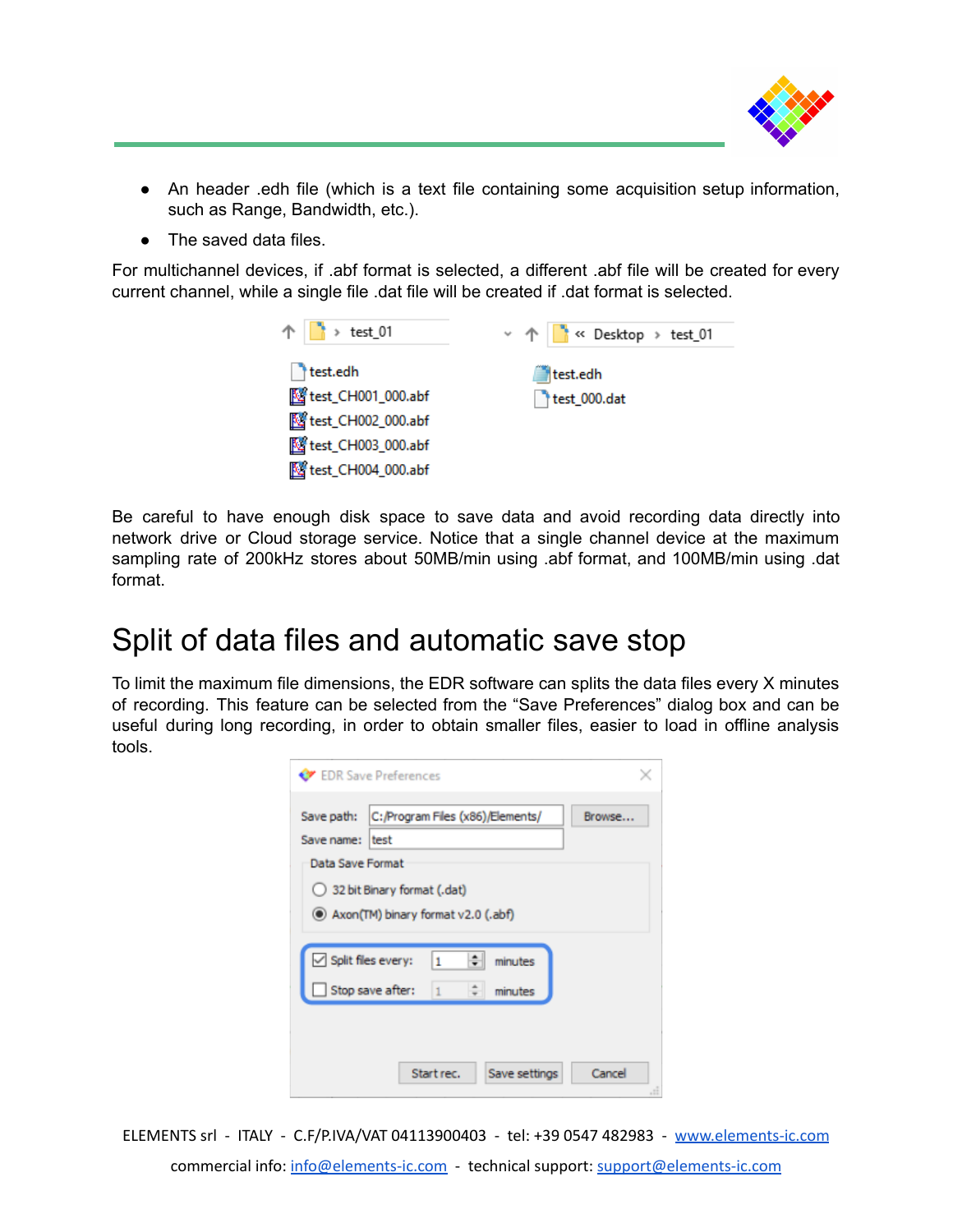- An header .edh file (which is a text file containing some acquisition setup information, such as Range, Bandwidth, etc.).
- The saved data files.

For multichannel devices, if .abf format is selected, a different .abf file will be created for every current channel, while a single file .dat file will be created if .dat format is selected.

Be careful to have enough disk space to save data and avoid recording data directly into network drive or Cloud storage service. Notice that a single channel device at the maximum sampling rate of 200kHz stores about 50MB/min using .abf format, and 100MB/min using .dat format.

# Split of data files and automatic save stop

To limit the maximum file dimensions, the EDR software can splits the data files every X minutes of recording. This feature can be selected from the "Save Preferences" dialog box and can be useful during long recording, in order to obtain smaller files, easier to load in offline analysis tools.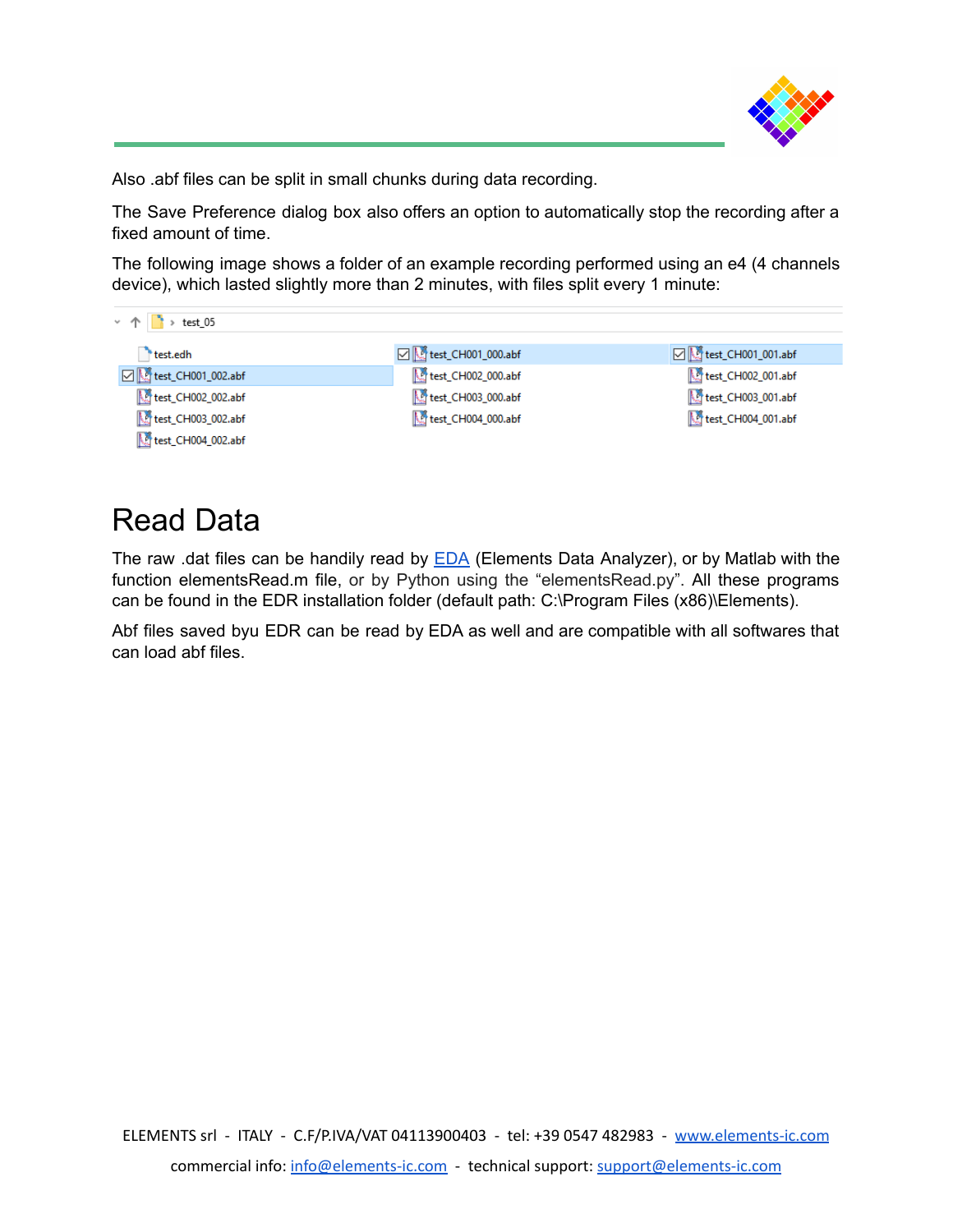Also .abf files can be split in small chunks during data recording.

The Save Preference dialog box also offers an option to automatically stop the recording after a fixed amount of time.

The following image shows a folder of an example recording performed using an e4 (4 channels device), which lasted slightly more than 2 minutes, with files split every 1 minute:

# Read Data

The raw .dat files can be handily read by EDA (Elements Data Analyzer), or by Matlab with the function elementsRead.m file, or by Python using the “elementsRead.py”. All these programs can be found in the EDR installation folder (default path: C:\Program Files (x86)\Elements).

Abf files saved byu EDR can be read by EDA as well and are compatible with all softwares that can load abf files.